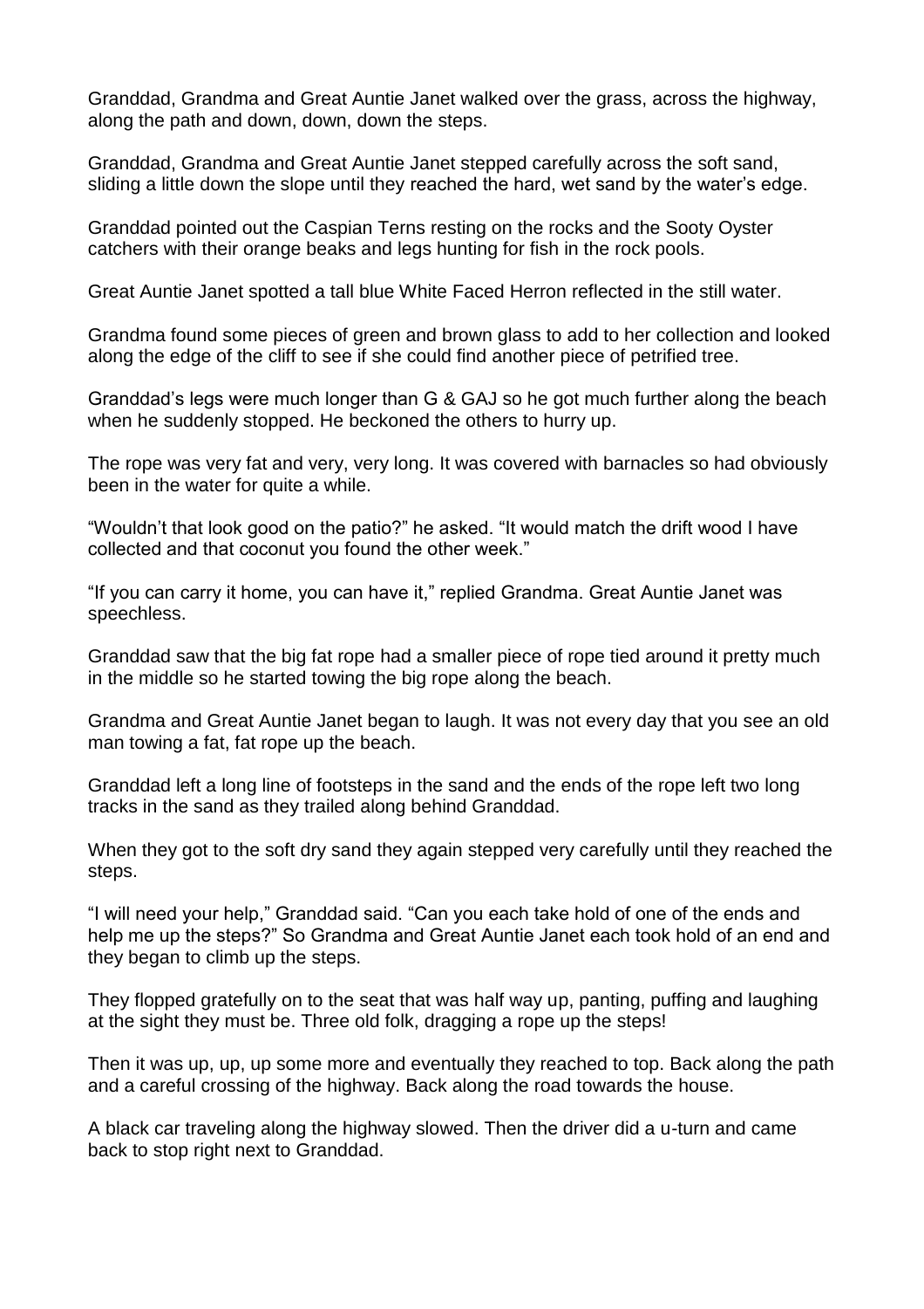Granddad, Grandma and Great Auntie Janet walked over the grass, across the highway, along the path and down, down, down the steps.

Granddad, Grandma and Great Auntie Janet stepped carefully across the soft sand, sliding a little down the slope until they reached the hard, wet sand by the water's edge.

Granddad pointed out the Caspian Terns resting on the rocks and the Sooty Oyster catchers with their orange beaks and legs hunting for fish in the rock pools.

Great Auntie Janet spotted a tall blue White Faced Herron reflected in the still water.

Grandma found some pieces of green and brown glass to add to her collection and looked along the edge of the cliff to see if she could find another piece of petrified tree.

Granddad's legs were much longer than G & GAJ so he got much further along the beach when he suddenly stopped. He beckoned the others to hurry up.

The rope was very fat and very, very long. It was covered with barnacles so had obviously been in the water for quite a while.

"Wouldn't that look good on the patio?" he asked. "It would match the drift wood I have collected and that coconut you found the other week."

"If you can carry it home, you can have it," replied Grandma. Great Auntie Janet was speechless.

Granddad saw that the big fat rope had a smaller piece of rope tied around it pretty much in the middle so he started towing the big rope along the beach.

Grandma and Great Auntie Janet began to laugh. It was not every day that you see an old man towing a fat, fat rope up the beach.

Granddad left a long line of footsteps in the sand and the ends of the rope left two long tracks in the sand as they trailed along behind Granddad.

When they got to the soft dry sand they again stepped very carefully until they reached the steps.

"I will need your help," Granddad said. "Can you each take hold of one of the ends and help me up the steps?" So Grandma and Great Auntie Janet each took hold of an end and they began to climb up the steps.

They flopped gratefully on to the seat that was half way up, panting, puffing and laughing at the sight they must be. Three old folk, dragging a rope up the steps!

Then it was up, up, up some more and eventually they reached to top. Back along the path and a careful crossing of the highway. Back along the road towards the house.

A black car traveling along the highway slowed. Then the driver did a u-turn and came back to stop right next to Granddad.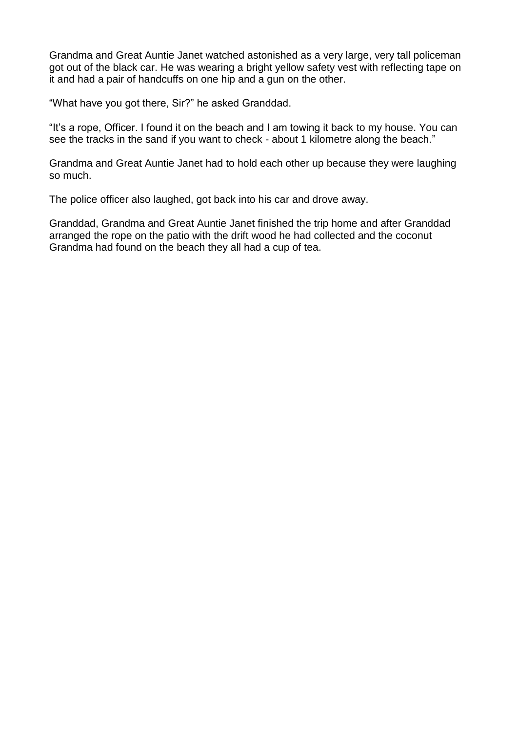Grandma and Great Auntie Janet watched astonished as a very large, very tall policeman got out of the black car. He was wearing a bright yellow safety vest with reflecting tape on it and had a pair of handcuffs on one hip and a gun on the other.

“What have you got there, Sir?” he asked Granddad.

“It’s a rope, Officer. I found it on the beach and I am towing it back to my house. You can see the tracks in the sand if you want to check - about 1 kilometre along the beach.”

Grandma and Great Auntie Janet had to hold each other up because they were laughing so much.

The police officer also laughed, got back into his car and drove away.

Granddad, Grandma and Great Auntie Janet finished the trip home and after Granddad arranged the rope on the patio with the drift wood he had collected and the coconut Grandma had found on the beach they all had a cup of tea.